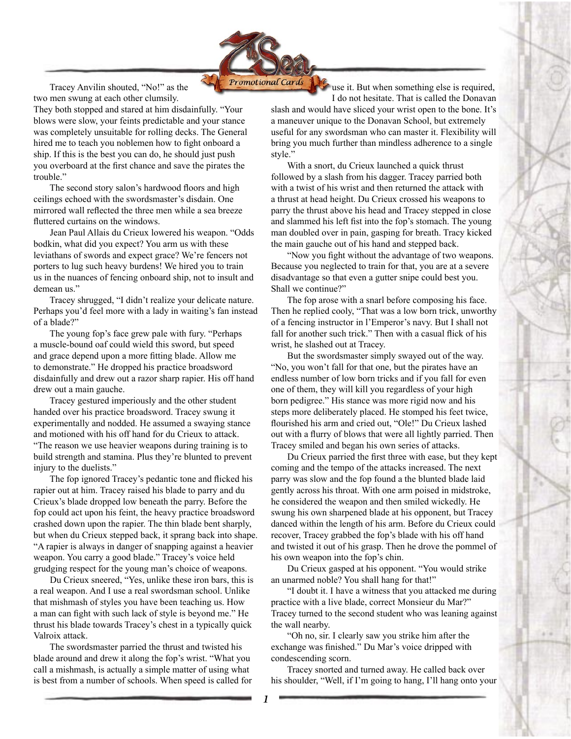Tracey Anvilin shouted, "No!" as the two men swung at each other clumsily. They both stopped and stared at him disdainfully. "Your blows were slow, your feints predictable and your stance was completely unsuitable for rolling decks. The General hired me to teach you noblemen how to fight onboard a ship. If this is the best you can do, he should just push you overboard at the first chance and save the pirates the trouble."

The second story salon's hardwood floors and high ceilings echoed with the swordsmaster's disdain. One mirrored wall reflected the three men while a sea breeze fluttered curtains on the windows.

Jean Paul Allais du Crieux lowered his weapon. "Odds bodkin, what did you expect? You arm us with these leviathans of swords and expect grace? We're fencers not porters to lug such heavy burdens! We hired you to train us in the nuances of fencing onboard ship, not to insult and demean us."

Tracey shrugged, "I didn't realize your delicate nature. Perhaps you'd feel more with a lady in waiting's fan instead of a blade?"

The young fop's face grew pale with fury. "Perhaps a muscle-bound oaf could wield this sword, but speed and grace depend upon a more fitting blade. Allow me to demonstrate." He dropped his practice broadsword disdainfully and drew out a razor sharp rapier. His off hand drew out a main gauche.

Tracey gestured imperiously and the other student handed over his practice broadsword. Tracey swung it experimentally and nodded. He assumed a swaying stance and motioned with his off hand for du Crieux to attack. "The reason we use heavier weapons during training is to build strength and stamina. Plus they're blunted to prevent injury to the duelists."

The fop ignored Tracey's pedantic tone and flicked his rapier out at him. Tracey raised his blade to parry and du Crieux's blade dropped low beneath the parry. Before the fop could act upon his feint, the heavy practice broadsword crashed down upon the rapier. The thin blade bent sharply, but when du Crieux stepped back, it sprang back into shape. "A rapier is always in danger of snapping against a heavier weapon. You carry a good blade." Tracey's voice held grudging respect for the young man's choice of weapons.

Du Crieux sneered, "Yes, unlike these iron bars, this is a real weapon. And I use a real swordsman school. Unlike that mishmash of styles you have been teaching us. How a man can fight with such lack of style is beyond me." He thrust his blade towards Tracey's chest in a typically quick Valroix attack.

The swordsmaster parried the thrust and twisted his blade around and drew it along the fop's wrist. "What you call a mishmash, is actually a simple matter of using what is best from a number of schools. When speed is called for use it. But when something else is required, I do not hesitate. That is called the Donavan slash and would have sliced your wrist open to the bone. It's a maneuver unique to the Donavan School, but extremely useful for any swordsman who can master it. Flexibility will bring you much further than mindless adherence to a single style."

With a snort, du Crieux launched a quick thrust followed by a slash from his dagger. Tracey parried both with a twist of his wrist and then returned the attack with a thrust at head height. Du Crieux crossed his weapons to parry the thrust above his head and Tracey stepped in close and slammed his left fist into the fop's stomach. The young man doubled over in pain, gasping for breath. Tracy kicked the main gauche out of his hand and stepped back.

"Now you fight without the advantage of two weapons. Because you neglected to train for that, you are at a severe disadvantage so that even a gutter snipe could best you. Shall we continue?"

The fop arose with a snarl before composing his face. Then he replied cooly, "That was a low born trick, unworthy of a fencing instructor in l'Emperor's navy. But I shall not fall for another such trick." Then with a casual flick of his wrist, he slashed out at Tracey.

But the swordsmaster simply swayed out of the way. "No, you won't fall for that one, but the pirates have an endless number of low born tricks and if you fall for even one of them, they will kill you regardless of your high born pedigree." His stance was more rigid now and his steps more deliberately placed. He stomped his feet twice, flourished his arm and cried out, "Ole!" Du Crieux lashed out with a flurry of blows that were all lightly parried. Then Tracey smiled and began his own series of attacks.

Du Crieux parried the first three with ease, but they kept coming and the tempo of the attacks increased. The next parry was slow and the fop found a the blunted blade laid gently across his throat. With one arm poised in midstroke, he considered the weapon and then smiled wickedly. He swung his own sharpened blade at his opponent, but Tracey danced within the length of his arm. Before du Crieux could recover, Tracey grabbed the fop's blade with his off hand and twisted it out of his grasp. Then he drove the pommel of his own weapon into the fop's chin.

Du Crieux gasped at his opponent. "You would strike an unarmed noble? You shall hang for that!"

"I doubt it. I have a witness that you attacked me during practice with a live blade, correct Monsieur du Mar?" Tracey turned to the second student who was leaning against the wall nearby.

"Oh no, sir. I clearly saw you strike him after the exchange was finished." Du Mar's voice dripped with condescending scorn.

Tracey snorted and turned away. He called back over his shoulder, "Well, if I'm going to hang, I'll hang onto your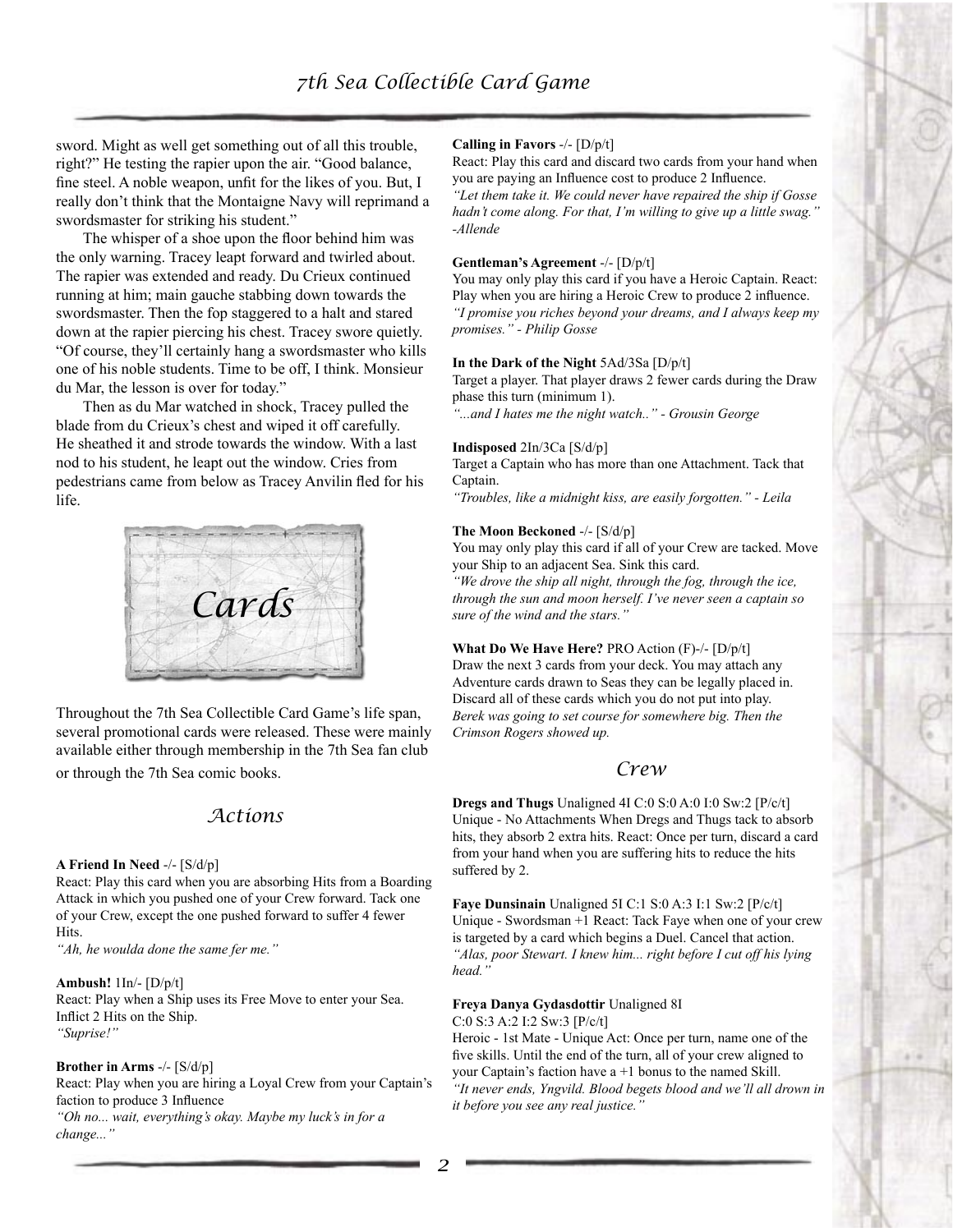sword. Might as well get something out of all this trouble, right?" He testing the rapier upon the air. "Good balance, fine steel. A noble weapon, unfit for the likes of you. But, I really don't think that the Montaigne Navy will reprimand a swordsmaster for striking his student."

The whisper of a shoe upon the floor behind him was the only warning. Tracey leapt forward and twirled about. The rapier was extended and ready. Du Crieux continued running at him; main gauche stabbing down towards the swordsmaster. Then the fop staggered to a halt and stared down at the rapier piercing his chest. Tracey swore quietly. "Of course, they'll certainly hang a swordsmaster who kills one of his noble students. Time to be off, I think. Monsieur du Mar, the lesson is over for today."

Then as du Mar watched in shock, Tracey pulled the blade from du Crieux's chest and wiped it off carefully. He sheathed it and strode towards the window. With a last nod to his student, he leapt out the window. Cries from pedestrians came from below as Tracey Anvilin fled for his life.

# Cards

Throughout the 7th Sea Collectible Card Game's life span, several promotional cards were released. These were mainly available either through membership in the 7th Sea fan club or through the 7th Sea comic books.

## Actions

**A Friend In Need** -/- [S/d/p]
React: Play this card when you are absorbing Hits from a Boarding Attack in which you pushed one of your Crew forward. Tack one of your Crew, except the one pushed forward to suffer 4 fewer Hits.
*"Ah, he woulda done the same fer me."*

**Ambush!** 1In/- [D/p/t]
React: Play when a Ship uses its Free Move to enter your Sea. Inflict 2 Hits on the Ship.
*"Suprise!"*

**Brother in Arms** -/- [S/d/p]
React: Play when you are hiring a Loyal Crew from your Captain's faction to produce 3 Influence
*"Oh no... wait, everything's okay. Maybe my luck's in for a change..."*

**Calling in Favors** -/- [D/p/t]
React: Play this card and discard two cards from your hand when you are paying an Influence cost to produce 2 Influence.
*"Let them take it. We could never have repaired the ship if Gosse hadn't come along. For that, I'm willing to give up a little swag." -Allende*

**Gentleman's Agreement** -/- [D/p/t]
You may only play this card if you have a Heroic Captain. React: Play when you are hiring a Heroic Crew to produce 2 influence.
*"I promise you riches beyond your dreams, and I always keep my promises." - Philip Gosse*

**In the Dark of the Night** 5Ad/3Sa [D/p/t]
Target a player. That player draws 2 fewer cards during the Draw phase this turn (minimum 1).
*"...and I hates me the night watch.." - Grousin George*

**Indisposed** 2In/3Ca [S/d/p]
Target a Captain who has more than one Attachment. Tack that Captain.
*"Troubles, like a midnight kiss, are easily forgotten." - Leila*

**The Moon Beckoned** -/- [S/d/p]
You may only play this card if all of your Crew are tacked. Move your Ship to an adjacent Sea. Sink this card.
*"We drove the ship all night, through the fog, through the ice, through the sun and moon herself. I've never seen a captain so sure of the wind and the stars."*

**What Do We Have Here?** PRO Action (F)-/- [D/p/t]
Draw the next 3 cards from your deck. You may attach any Adventure cards drawn to Seas they can be legally placed in. Discard all of these cards which you do not put into play.
*Berek was going to set course for somewhere big. Then the Crimson Rogers showed up.*

## Crew

**Dregs and Thugs** Unaligned 4I C:0 S:0 A:0 I:0 Sw:2 [P/c/t]
Unique - No Attachments When Dregs and Thugs tack to absorb hits, they absorb 2 extra hits. React: Once per turn, discard a card from your hand when you are suffering hits to reduce the hits suffered by 2.

**Faye Dunsinain** Unaligned 5I C:1 S:0 A:3 I:1 Sw:2 [P/c/t]
Unique - Swordsman +1 React: Tack Faye when one of your crew is targeted by a card which begins a Duel. Cancel that action.
*"Alas, poor Stewart. I knew him... right before I cut off his lying head."*

**Freya Danya Gydasdottir** Unaligned 8I
C:0 S:3 A:2 I:2 Sw:3 [P/c/t]
Heroic - 1st Mate - Unique Act: Once per turn, name one of the five skills. Until the end of the turn, all of your crew aligned to your Captain's faction have a +1 bonus to the named Skill.
*"It never ends, Yngvild. Blood begets blood and we'll all drown in it before you see any real justice."*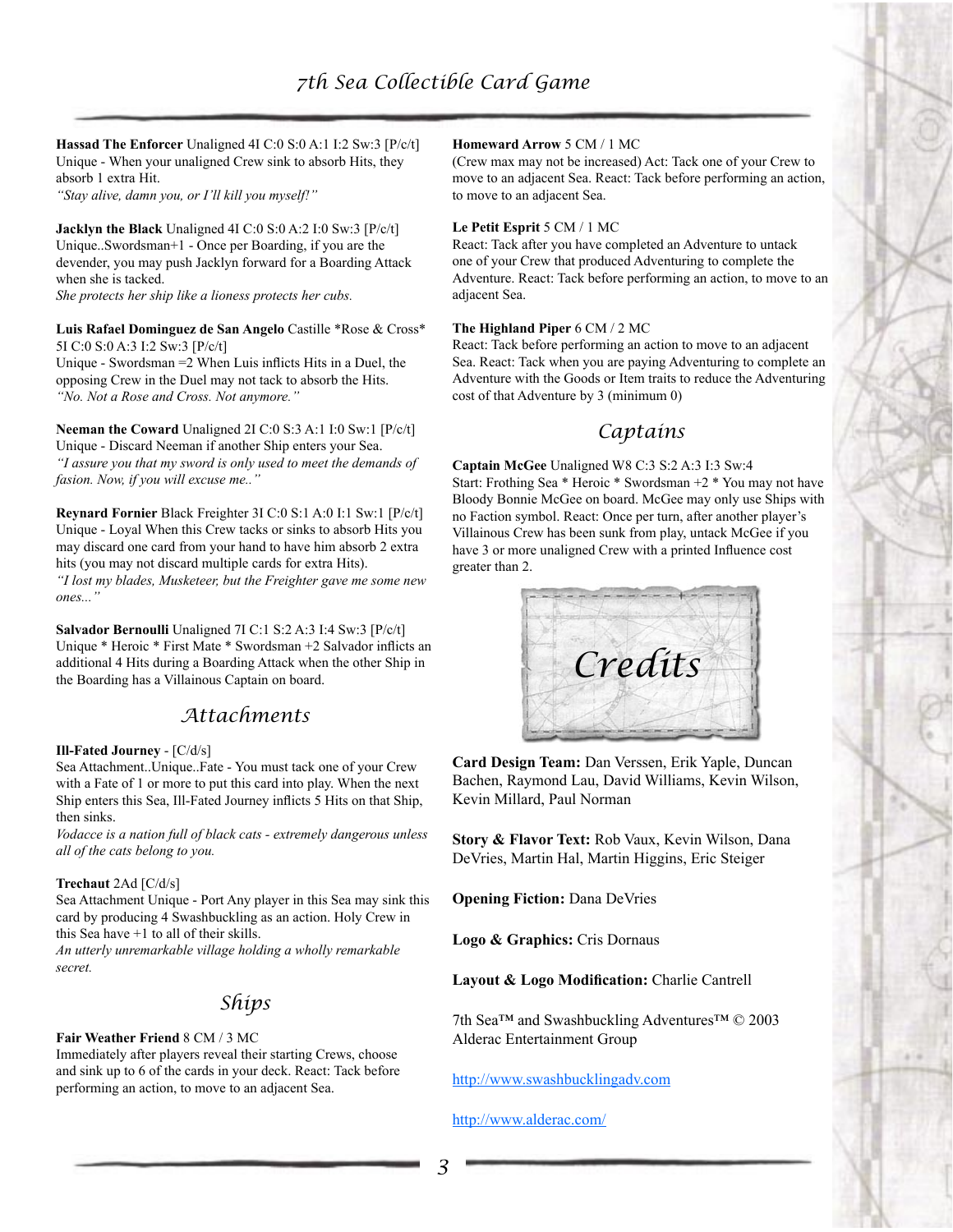**Hassad The Enforcer** Unaligned 4I C:0 S:0 A:1 I:2 Sw:3 [P/c/t]
Unique - When your unaligned Crew sink to absorb Hits, they absorb 1 extra Hit.
*"Stay alive, damn you, or I'll kill you myself!"*

**Jacklyn the Black** Unaligned 4I C:0 S:0 A:2 I:0 Sw:3 [P/c/t]
Unique..Swordsman+1 - Once per Boarding, if you are the devender, you may push Jacklyn forward for a Boarding Attack when she is tacked.
*She protects her ship like a lioness protects her cubs.*

**Luis Rafael Dominguez de San Angelo** Castille *Rose & Cross* 5I C:0 S:0 A:3 I:2 Sw:3 [P/c/t]
Unique - Swordsman =2 When Luis inflicts Hits in a Duel, the opposing Crew in the Duel may not tack to absorb the Hits.
*"No. Not a Rose and Cross. Not anymore."*

**Neeman the Coward** Unaligned 2I C:0 S:3 A:1 I:0 Sw:1 [P/c/t]
Unique - Discard Neeman if another Ship enters your Sea.
*"I assure you that my sword is only used to meet the demands of fasion. Now, if you will excuse me.."*

**Reynard Fornier** Black Freighter 3I C:0 S:1 A:0 I:1 Sw:1 [P/c/t]
Unique - Loyal When this Crew tacks or sinks to absorb Hits you may discard one card from your hand to have him absorb 2 extra hits (you may not discard multiple cards for extra Hits).
*"I lost my blades, Musketeer, but the Freighter gave me some new ones..."*

**Salvador Bernoulli** Unaligned 7I C:1 S:2 A:3 I:4 Sw:3 [P/c/t]
Unique * Heroic * First Mate * Swordsman +2 Salvador inflicts an additional 4 Hits during a Boarding Attack when the other Ship in the Boarding has a Villainous Captain on board.

## Attachments

**Ill-Fated Journey** - [C/d/s]
Sea Attachment..Unique..Fate - You must tack one of your Crew with a Fate of 1 or more to put this card into play. When the next Ship enters this Sea, Ill-Fated Journey inflicts 5 Hits on that Ship, then sinks.
*Vodacce is a nation full of black cats - extremely dangerous unless all of the cats belong to you.*

**Trechaut** 2Ad [C/d/s]
Sea Attachment Unique - Port Any player in this Sea may sink this card by producing 4 Swashbuckling as an action. Holy Crew in this Sea have +1 to all of their skills.
*An utterly unremarkable village holding a wholly remarkable secret.*

## Ships

**Fair Weather Friend** 8 CM / 3 MC
Immediately after players reveal their starting Crews, choose and sink up to 6 of the cards in your deck. React: Tack before performing an action, to move to an adjacent Sea.

**Homeward Arrow** 5 CM / 1 MC
(Crew max may not be increased) Act: Tack one of your Crew to move to an adjacent Sea. React: Tack before performing an action, to move to an adjacent Sea.

**Le Petit Esprit** 5 CM / 1 MC
React: Tack after you have completed an Adventure to untack one of your Crew that produced Adventuring to complete the Adventure. React: Tack before performing an action, to move to an adjacent Sea.

**The Highland Piper** 6 CM / 2 MC
React: Tack before performing an action to move to an adjacent Sea. React: Tack when you are paying Adventuring to complete an Adventure with the Goods or Item traits to reduce the Adventuring cost of that Adventure by 3 (minimum 0)

## Captains

**Captain McGee** Unaligned W8 C:3 S:2 A:3 I:3 Sw:4
Start: Frothing Sea * Heroic * Swordsman +2 * You may not have Bloody Bonnie McGee on board. McGee may only use Ships with no Faction symbol. React: Once per turn, after another player's Villainous Crew has been sunk from play, untack McGee if you have 3 or more unaligned Crew with a printed Influence cost greater than 2.

## Credits

**Card Design Team:** Dan Verssen, Erik Yaple, Duncan Bachen, Raymond Lau, David Williams, Kevin Wilson, Kevin Millard, Paul Norman

**Story & Flavor Text:** Rob Vaux, Kevin Wilson, Dana DeVries, Martin Hal, Martin Higgins, Eric Steiger

**Opening Fiction:** Dana DeVries

**Logo & Graphics:** Cris Dornaus

**Layout & Logo Modification:** Charlie Cantrell

7th Sea™ and Swashbuckling Adventures™ © 2003 Alderac Entertainment Group

http://www.swashbucklingadv.com

http://www.alderac.com/